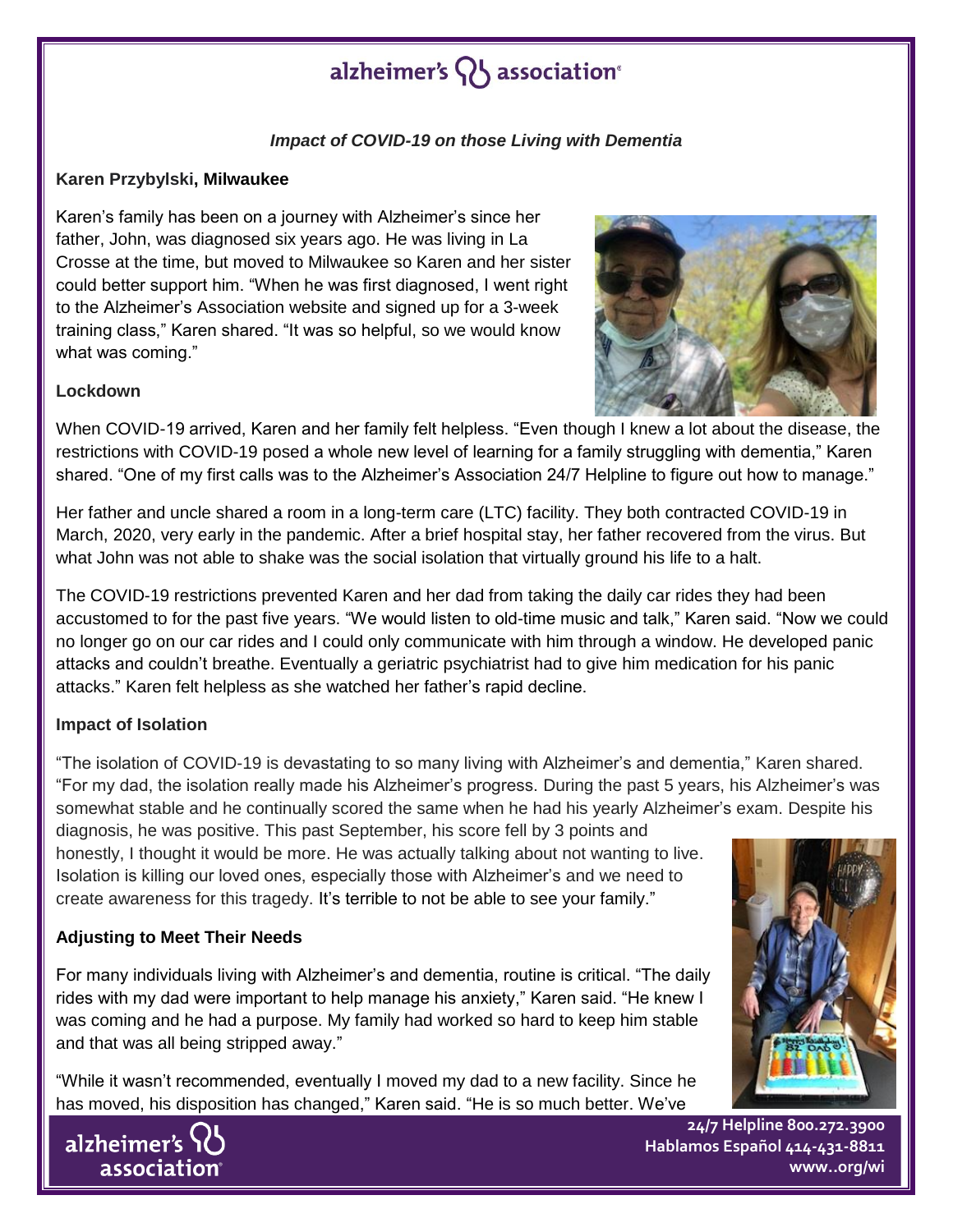alzheimer's association

***Impact of COVID-19 on those Living with Dementia***

**Karen Przybylski, Milwaukee**

Karen's family has been on a journey with Alzheimer's since her father, John, was diagnosed six years ago. He was living in La Crosse at the time, but moved to Milwaukee so Karen and her sister could better support him. "When he was first diagnosed, I went right to the Alzheimer's Association website and signed up for a 3-week training class," Karen shared. "It was so helpful, so we would know what was coming."

**Lockdown**

When COVID-19 arrived, Karen and her family felt helpless. "Even though I knew a lot about the disease, the restrictions with COVID-19 posed a whole new level of learning for a family struggling with dementia," Karen shared. "One of my first calls was to the Alzheimer's Association 24/7 Helpline to figure out how to manage."

Her father and uncle shared a room in a long-term care (LTC) facility. They both contracted COVID-19 in March, 2020, very early in the pandemic. After a brief hospital stay, her father recovered from the virus. But what John was not able to shake was the social isolation that virtually ground his life to a halt.

The COVID-19 restrictions prevented Karen and her dad from taking the daily car rides they had been accustomed to for the past five years. "We would listen to old-time music and talk," Karen said. "Now we could no longer go on our car rides and I could only communicate with him through a window. He developed panic attacks and couldn't breathe. Eventually a geriatric psychiatrist had to give him medication for his panic attacks." Karen felt helpless as she watched her father's rapid decline.

**Impact of Isolation**

"The isolation of COVID-19 is devastating to so many living with Alzheimer's and dementia," Karen shared. "For my dad, the isolation really made his Alzheimer's progress. During the past 5 years, his Alzheimer's was somewhat stable and he continually scored the same when he had his yearly Alzheimer's exam. Despite his diagnosis, he was positive. This past September, his score fell by 3 points and honestly, I thought it would be more. He was actually talking about not wanting to live. Isolation is killing our loved ones, especially those with Alzheimer's and we need to create awareness for this tragedy. It's terrible to not be able to see your family."

**Adjusting to Meet Their Needs**

For many individuals living with Alzheimer's and dementia, routine is critical. "The daily rides with my dad were important to help manage his anxiety," Karen said. "He knew I was coming and he had a purpose. My family had worked so hard to keep him stable and that was all being stripped away."

"While it wasn't recommended, eventually I moved my dad to a new facility. Since he has moved, his disposition has changed," Karen said. "He is so much better. We've

24/7 Helpline 800.272.3900
Hablamos Español 414-431-8811
www..org/wi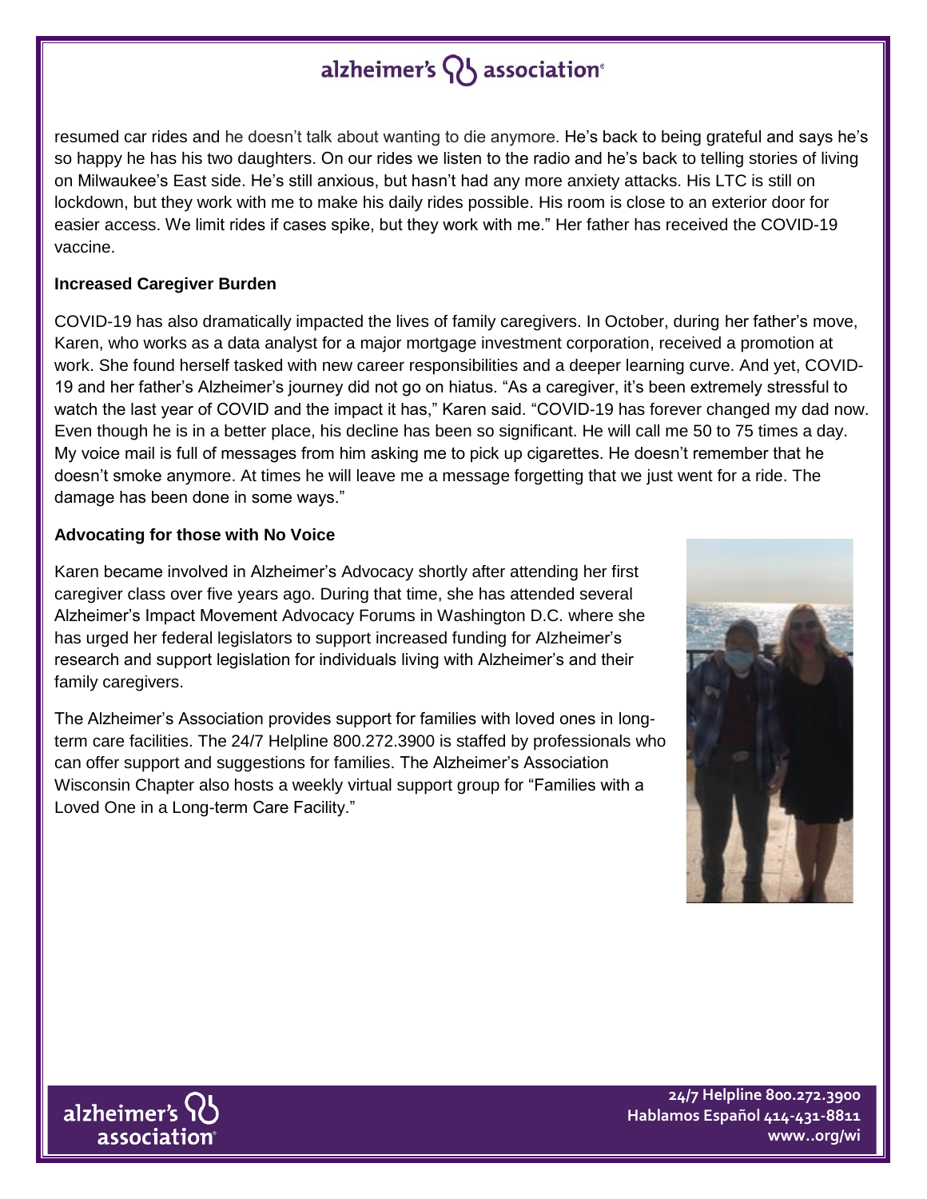resumed car rides and he doesn't talk about wanting to die anymore. He's back to being grateful and says he's so happy he has his two daughters. On our rides we listen to the radio and he's back to telling stories of living on Milwaukee's East side. He's still anxious, but hasn't had any more anxiety attacks. His LTC is still on lockdown, but they work with me to make his daily rides possible. His room is close to an exterior door for easier access. We limit rides if cases spike, but they work with me." Her father has received the COVID-19 vaccine.

**Increased Caregiver Burden**

COVID-19 has also dramatically impacted the lives of family caregivers. In October, during her father's move, Karen, who works as a data analyst for a major mortgage investment corporation, received a promotion at work. She found herself tasked with new career responsibilities and a deeper learning curve. And yet, COVID-19 and her father's Alzheimer's journey did not go on hiatus. "As a caregiver, it's been extremely stressful to watch the last year of COVID and the impact it has," Karen said. "COVID-19 has forever changed my dad now. Even though he is in a better place, his decline has been so significant. He will call me 50 to 75 times a day. My voice mail is full of messages from him asking me to pick up cigarettes. He doesn't remember that he doesn't smoke anymore. At times he will leave me a message forgetting that we just went for a ride. The damage has been done in some ways."

**Advocating for those with No Voice**

Karen became involved in Alzheimer's Advocacy shortly after attending her first caregiver class over five years ago. During that time, she has attended several Alzheimer's Impact Movement Advocacy Forums in Washington D.C. where she has urged her federal legislators to support increased funding for Alzheimer's research and support legislation for individuals living with Alzheimer's and their family caregivers.

The Alzheimer's Association provides support for families with loved ones in long-term care facilities. The 24/7 Helpline 800.272.3900 is staffed by professionals who can offer support and suggestions for families. The Alzheimer's Association Wisconsin Chapter also hosts a weekly virtual support group for "Families with a Loved One in a Long-term Care Facility."